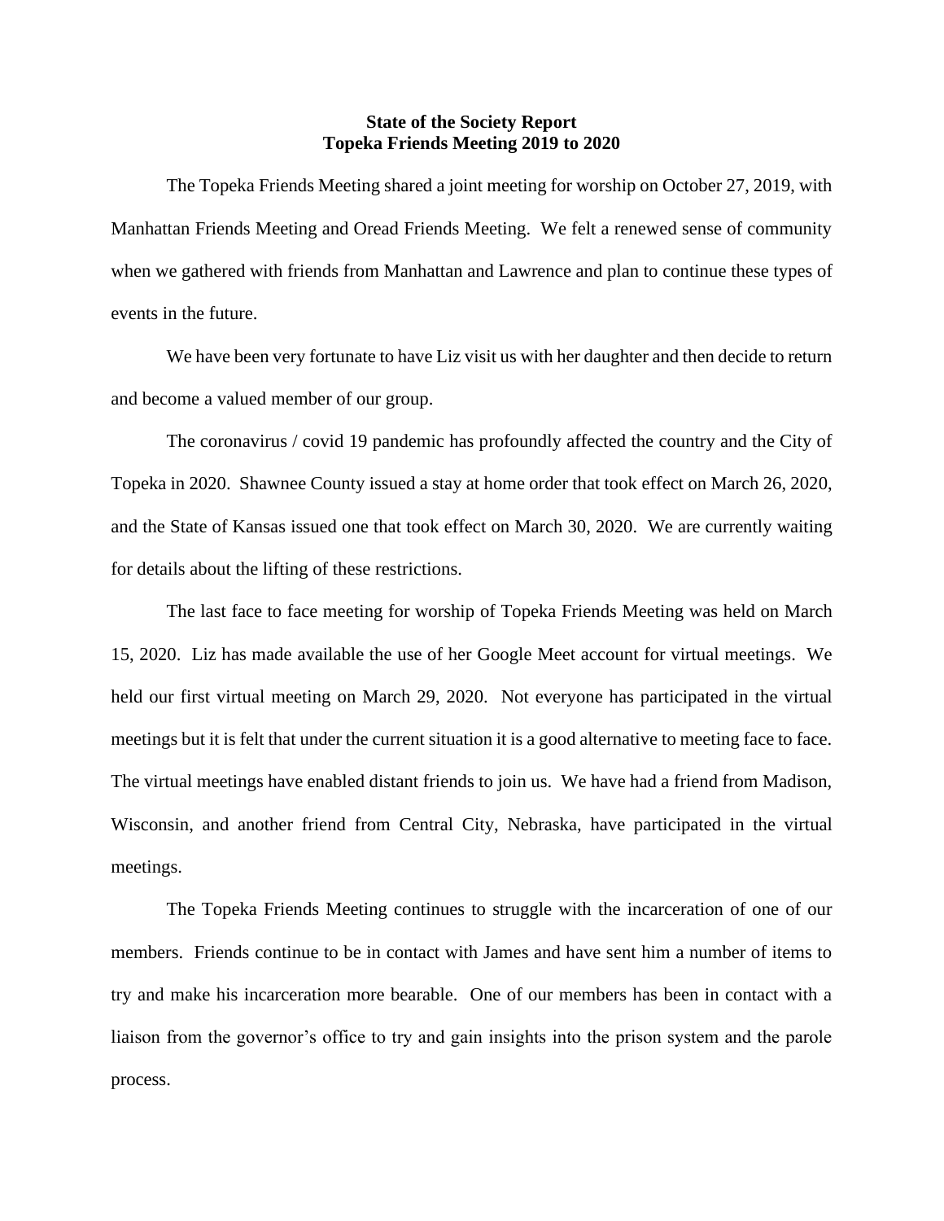**State of the Society Report**
**Topeka Friends Meeting 2019 to 2020**

The Topeka Friends Meeting shared a joint meeting for worship on October 27, 2019, with Manhattan Friends Meeting and Oread Friends Meeting. We felt a renewed sense of community when we gathered with friends from Manhattan and Lawrence and plan to continue these types of events in the future.

We have been very fortunate to have Liz visit us with her daughter and then decide to return and become a valued member of our group.

The coronavirus / covid 19 pandemic has profoundly affected the country and the City of Topeka in 2020. Shawnee County issued a stay at home order that took effect on March 26, 2020, and the State of Kansas issued one that took effect on March 30, 2020. We are currently waiting for details about the lifting of these restrictions.

The last face to face meeting for worship of Topeka Friends Meeting was held on March 15, 2020. Liz has made available the use of her Google Meet account for virtual meetings. We held our first virtual meeting on March 29, 2020. Not everyone has participated in the virtual meetings but it is felt that under the current situation it is a good alternative to meeting face to face. The virtual meetings have enabled distant friends to join us. We have had a friend from Madison, Wisconsin, and another friend from Central City, Nebraska, have participated in the virtual meetings.

The Topeka Friends Meeting continues to struggle with the incarceration of one of our members. Friends continue to be in contact with James and have sent him a number of items to try and make his incarceration more bearable. One of our members has been in contact with a liaison from the governor's office to try and gain insights into the prison system and the parole process.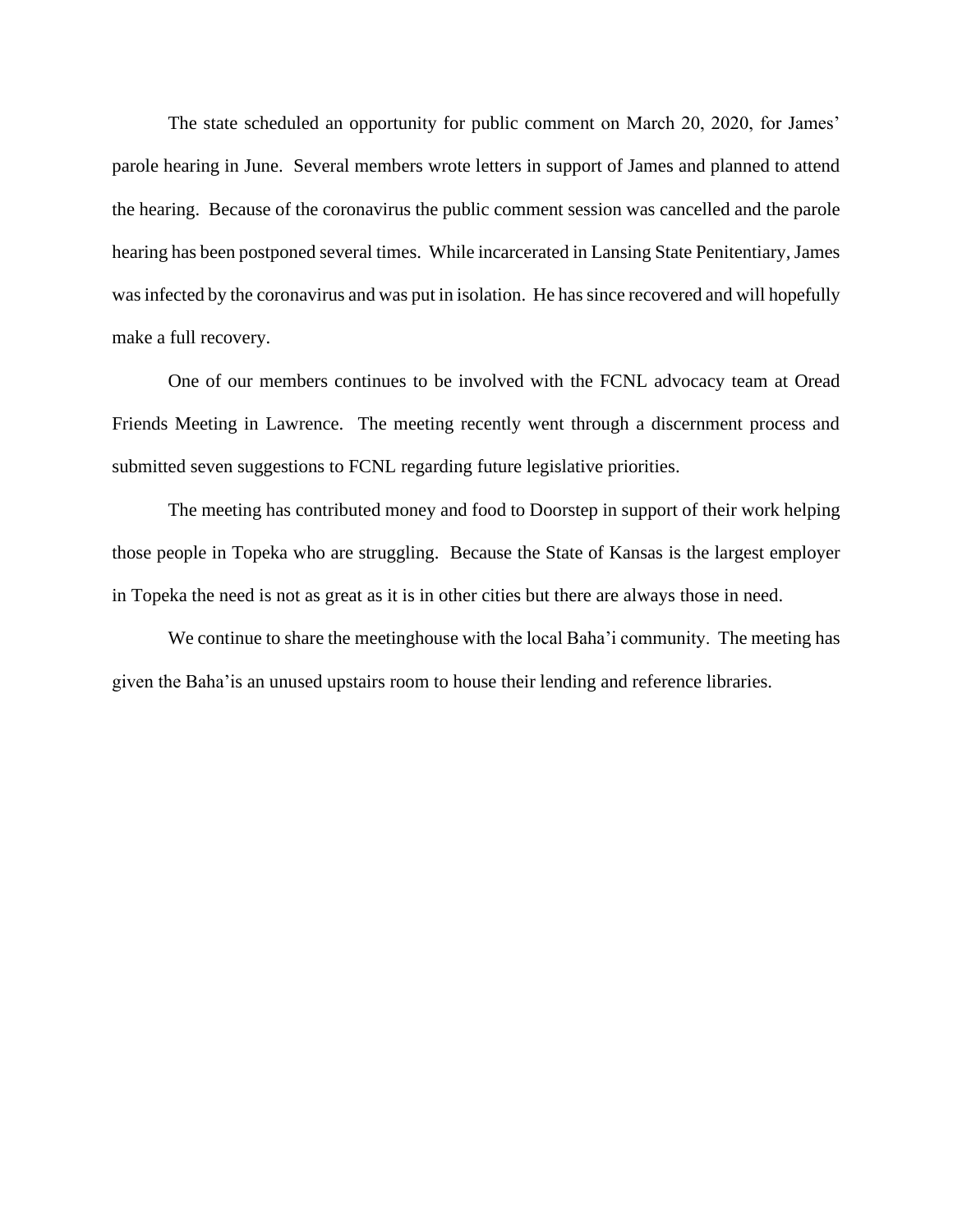The state scheduled an opportunity for public comment on March 20, 2020, for James' parole hearing in June. Several members wrote letters in support of James and planned to attend the hearing. Because of the coronavirus the public comment session was cancelled and the parole hearing has been postponed several times. While incarcerated in Lansing State Penitentiary, James was infected by the coronavirus and was put in isolation. He has since recovered and will hopefully make a full recovery.

One of our members continues to be involved with the FCNL advocacy team at Oread Friends Meeting in Lawrence. The meeting recently went through a discernment process and submitted seven suggestions to FCNL regarding future legislative priorities.

The meeting has contributed money and food to Doorstep in support of their work helping those people in Topeka who are struggling. Because the State of Kansas is the largest employer in Topeka the need is not as great as it is in other cities but there are always those in need.

We continue to share the meetinghouse with the local Baha'i community. The meeting has given the Baha'is an unused upstairs room to house their lending and reference libraries.